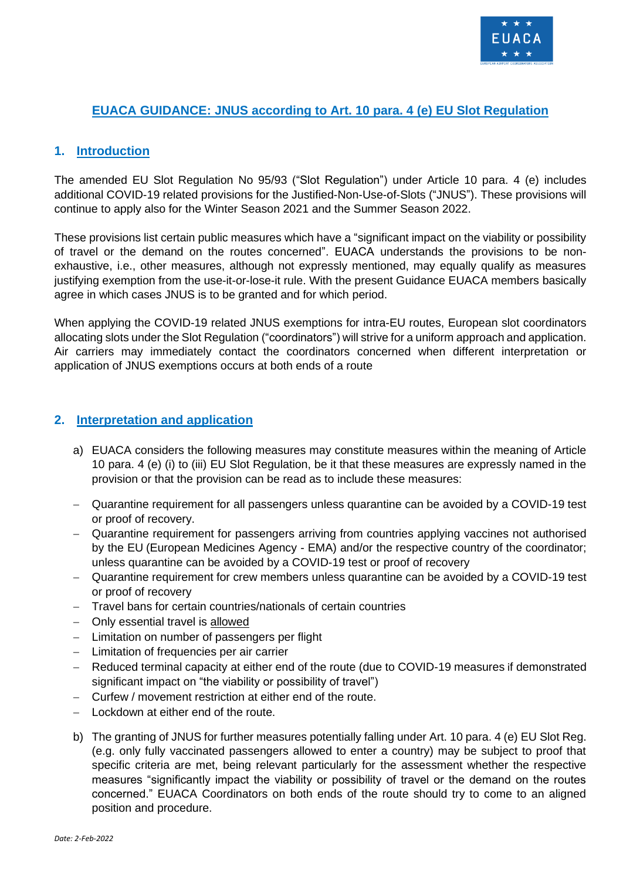# EUACA GUIDANCE: JNUS according to Art. 10 para. 4 (e) EU Slot Regulation

## 1. Introduction

The amended EU Slot Regulation No 95/93 ("Slot Regulation") under Article 10 para. 4 (e) includes additional COVID-19 related provisions for the Justified-Non-Use-of-Slots ("JNUS"). These provisions will continue to apply also for the Winter Season 2021 and the Summer Season 2022.

These provisions list certain public measures which have a "significant impact on the viability or possibility of travel or the demand on the routes concerned". EUACA understands the provisions to be non-exhaustive, i.e., other measures, although not expressly mentioned, may equally qualify as measures justifying exemption from the use-it-or-lose-it rule. With the present Guidance EUACA members basically agree in which cases JNUS is to be granted and for which period.

When applying the COVID-19 related JNUS exemptions for intra-EU routes, European slot coordinators allocating slots under the Slot Regulation ("coordinators") will strive for a uniform approach and application. Air carriers may immediately contact the coordinators concerned when different interpretation or application of JNUS exemptions occurs at both ends of a route

## 2. Interpretation and application

a) EUACA considers the following measures may constitute measures within the meaning of Article 10 para. 4 (e) (i) to (iii) EU Slot Regulation, be it that these measures are expressly named in the provision or that the provision can be read as to include these measures:

- Quarantine requirement for all passengers unless quarantine can be avoided by a COVID-19 test or proof of recovery.
- Quarantine requirement for passengers arriving from countries applying vaccines not authorised by the EU (European Medicines Agency - EMA) and/or the respective country of the coordinator; unless quarantine can be avoided by a COVID-19 test or proof of recovery
- Quarantine requirement for crew members unless quarantine can be avoided by a COVID-19 test or proof of recovery
- Travel bans for certain countries/nationals of certain countries
- Only essential travel is allowed
- Limitation on number of passengers per flight
- Limitation of frequencies per air carrier
- Reduced terminal capacity at either end of the route (due to COVID-19 measures if demonstrated significant impact on "the viability or possibility of travel")
- Curfew / movement restriction at either end of the route.
- Lockdown at either end of the route.

b) The granting of JNUS for further measures potentially falling under Art. 10 para. 4 (e) EU Slot Reg. (e.g. only fully vaccinated passengers allowed to enter a country) may be subject to proof that specific criteria are met, being relevant particularly for the assessment whether the respective measures "significantly impact the viability or possibility of travel or the demand on the routes concerned." EUACA Coordinators on both ends of the route should try to come to an aligned position and procedure.

*Date: 2-Feb-2022*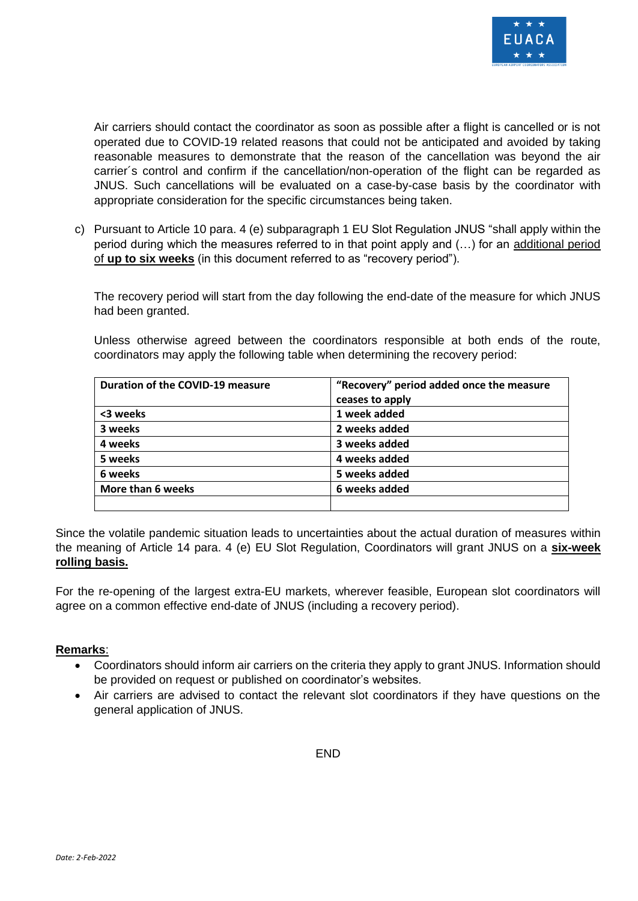Air carriers should contact the coordinator as soon as possible after a flight is cancelled or is not operated due to COVID-19 related reasons that could not be anticipated and avoided by taking reasonable measures to demonstrate that the reason of the cancellation was beyond the air carrier´s control and confirm if the cancellation/non-operation of the flight can be regarded as JNUS. Such cancellations will be evaluated on a case-by-case basis by the coordinator with appropriate consideration for the specific circumstances being taken.

c) Pursuant to Article 10 para. 4 (e) subparagraph 1 EU Slot Regulation JNUS "shall apply within the period during which the measures referred to in that point apply and (…) for an additional period of **up to six weeks** (in this document referred to as "recovery period").

   The recovery period will start from the day following the end-date of the measure for which JNUS had been granted.

   Unless otherwise agreed between the coordinators responsible at both ends of the route, coordinators may apply the following table when determining the recovery period:

| Duration of the COVID-19 measure | "Recovery" period added once the measure ceases to apply |
|---|---|
| **<3 weeks** | **1 week added** |
| **3 weeks** | **2 weeks added** |
| **4 weeks** | **3 weeks added** |
| **5 weeks** | **4 weeks added** |
| **6 weeks** | **5 weeks added** |
| **More than 6 weeks** | **6 weeks added** |
| | |

Since the volatile pandemic situation leads to uncertainties about the actual duration of measures within the meaning of Article 14 para. 4 (e) EU Slot Regulation, Coordinators will grant JNUS on a **six-week rolling basis.**

For the re-opening of the largest extra-EU markets, wherever feasible, European slot coordinators will agree on a common effective end-date of JNUS (including a recovery period).

**Remarks**:

- Coordinators should inform air carriers on the criteria they apply to grant JNUS. Information should be provided on request or published on coordinator's websites.
- Air carriers are advised to contact the relevant slot coordinators if they have questions on the general application of JNUS.

END

*Date: 2-Feb-2022*